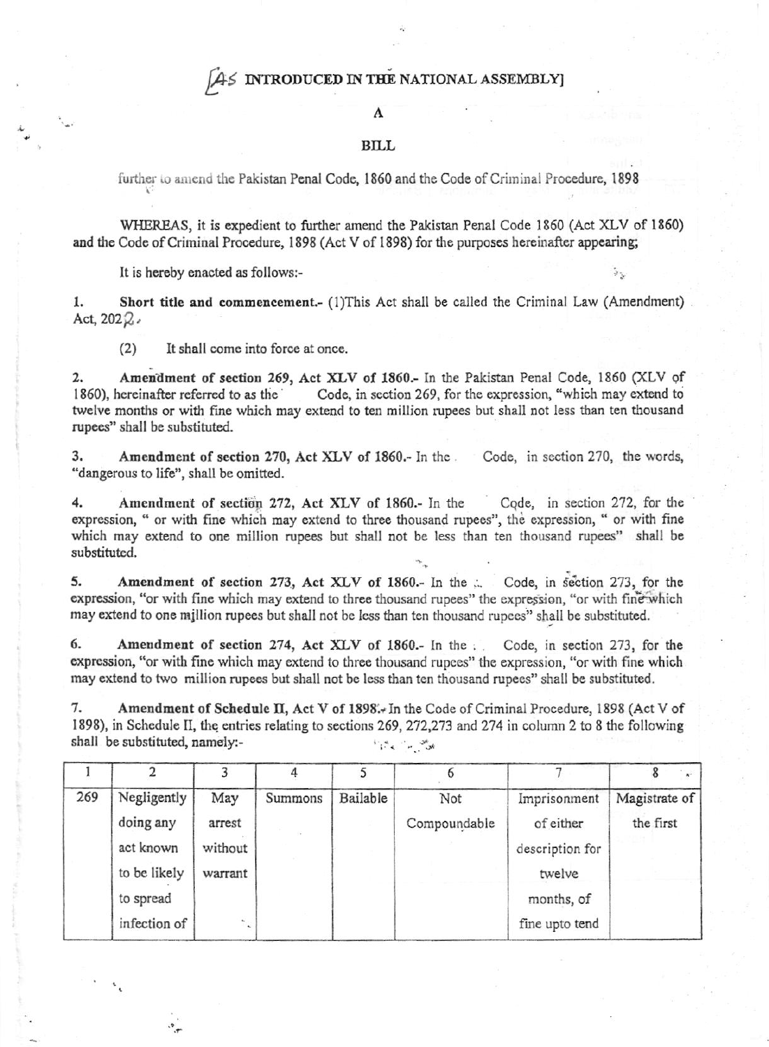[AS INTRODUCED IN THE NATIONAL ASSEMBLY]

A

**BILL**

further to amend the Pakistan Penal Code, 1860 and the Code of Criminal Procedure, 1898

WHEREAS, it is expedient to further amend the Pakistan Penal Code 1860 (Act XLV of 1860) and the Code of Criminal Procedure, 1898 (Act V of 1898) for the purposes hereinafter appearing;

It is hereby enacted as follows:-

1. **Short title and commencement.-** (1)This Act shall be called the Criminal Law (Amendment) Act, 2022.

   (2) It shall come into force at once.

2. **Amendment of section 269, Act XLV of 1860.-** In the Pakistan Penal Code, 1860 (XLV of 1860), hereinafter referred to as the Code, in section 269, for the expression, "which may extend to twelve months or with fine which may extend to ten million rupees but shall not less than ten thousand rupees" shall be substituted.

3. **Amendment of section 270, Act XLV of 1860.-** In the Code, in section 270, the words, "dangerous to life", shall be omitted.

4. **Amendment of section 272, Act XLV of 1860.-** In the Code, in section 272, for the expression, " or with fine which may extend to three thousand rupees", the expression, " or with fine which may extend to one million rupees but shall not be less than ten thousand rupees" shall be substituted.

5. **Amendment of section 273, Act XLV of 1860.-** In the Code, in section 273, for the expression, "or with fine which may extend to three thousand rupees" the expression, "or with fine which may extend to one million rupees but shall not be less than ten thousand rupees" shall be substituted.

6. **Amendment of section 274, Act XLV of 1860.-** In the Code, in section 273, for the expression, "or with fine which may extend to three thousand rupees" the expression, "or with fine which may extend to two million rupees but shall not be less than ten thousand rupees" shall be substituted.

7. **Amendment of Schedule II, Act V of 1898.-** In the Code of Criminal Procedure, 1898 (Act V of 1898), in Schedule II, the entries relating to sections 269, 272,273 and 274 in column 2 to 8 the following shall be substituted, namely:-

| 1 | 2 | 3 | 4 | 5 | 6 | 7 | 8 |
|---|---|---|---|---|---|---|---|
| 269 | Negligently doing any act known to be likely to spread infection of | May arrest without warrant | Summons | Bailable | Not Compoundable | Imprisonment of either description for twelve months, of fine upto tend | Magistrate of the first |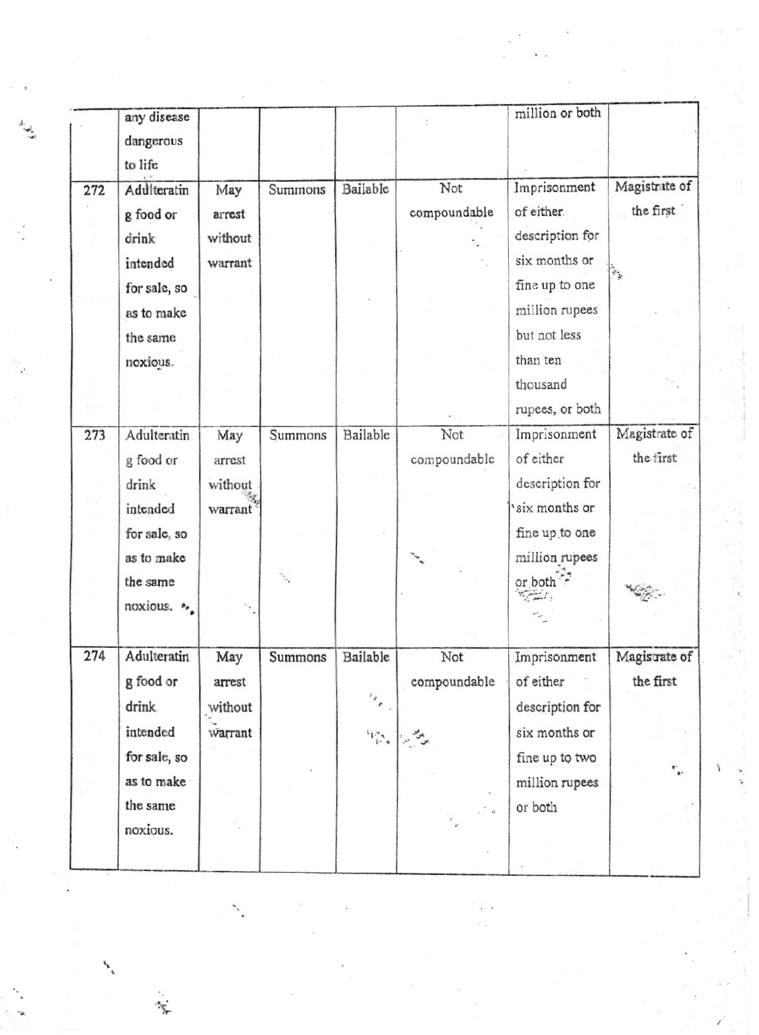| | | | | | | | |
|---|---|---|---|---|---|---|---|
| | any disease dangerous to life | | | | | million or both | |
| 272 | Adulterating food or drink intended for sale, so as to make the same noxious. | May arrest without warrant | Summons | Bailable | Not compoundable | Imprisonment of either description for six months or fine up to one million rupees but not less than ten thousand rupees, or both | Magistrate of the first |
| 273 | Adulterating food or drink intended for sale, so as to make the same noxious. | May arrest without warrant | Summons | Bailable | Not compoundable | Imprisonment of either description for six months or fine up to one million rupees or both | Magistrate of the first |
| 274 | Adulterating food or drink intended for sale, so as to make the same noxious. | May arrest without warrant | Summons | Bailable | Not compoundable | Imprisonment of either description for six months or fine up to two million rupees or both | Magistrate of the first |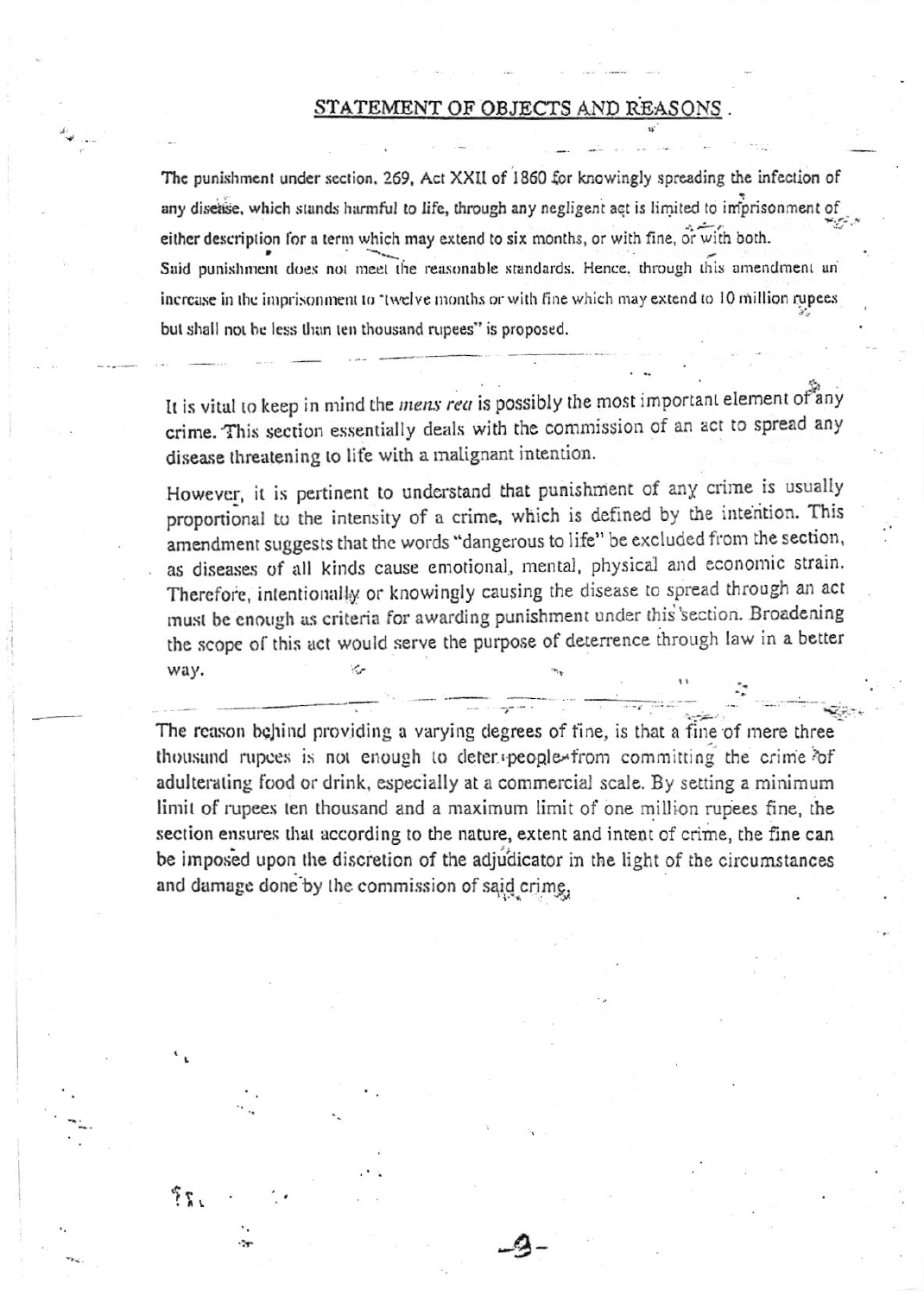## STATEMENT OF OBJECTS AND REASONS

The punishment under section. 269, Act XXII of 1860 for knowingly spreading the infection of any disease, which stands harmful to life, through any negligent act is limited to imprisonment of either description for a term which may extend to six months, or with fine, or with both.

Said punishment does not meet the reasonable standards. Hence, through this amendment an increase in the imprisonment to "twelve months or with fine which may extend to 10 million rupees but shall not be less than ten thousand rupees" is proposed.

---

It is vital to keep in mind the *mens rea* is possibly the most important element of any crime. This section essentially deals with the commission of an act to spread any disease threatening to life with a malignant intention.

However, it is pertinent to understand that punishment of any crime is usually proportional to the intensity of a crime, which is defined by the intention. This amendment suggests that the words "dangerous to life" be excluded from the section, as diseases of all kinds cause emotional, mental, physical and economic strain. Therefore, intentionally or knowingly causing the disease to spread through an act must be enough as criteria for awarding punishment under this section. Broadening the scope of this act would serve the purpose of deterrence through law in a better way.

---

The reason behind providing a varying degrees of fine, is that a fine of mere three thousand rupees is not enough to deter people from committing the crime of adulterating food or drink, especially at a commercial scale. By setting a minimum limit of rupees ten thousand and a maximum limit of one million rupees fine, the section ensures that according to the nature, extent and intent of crime, the fine can be imposed upon the discretion of the adjudicator in the light of the circumstances and damage done by the commission of said crime.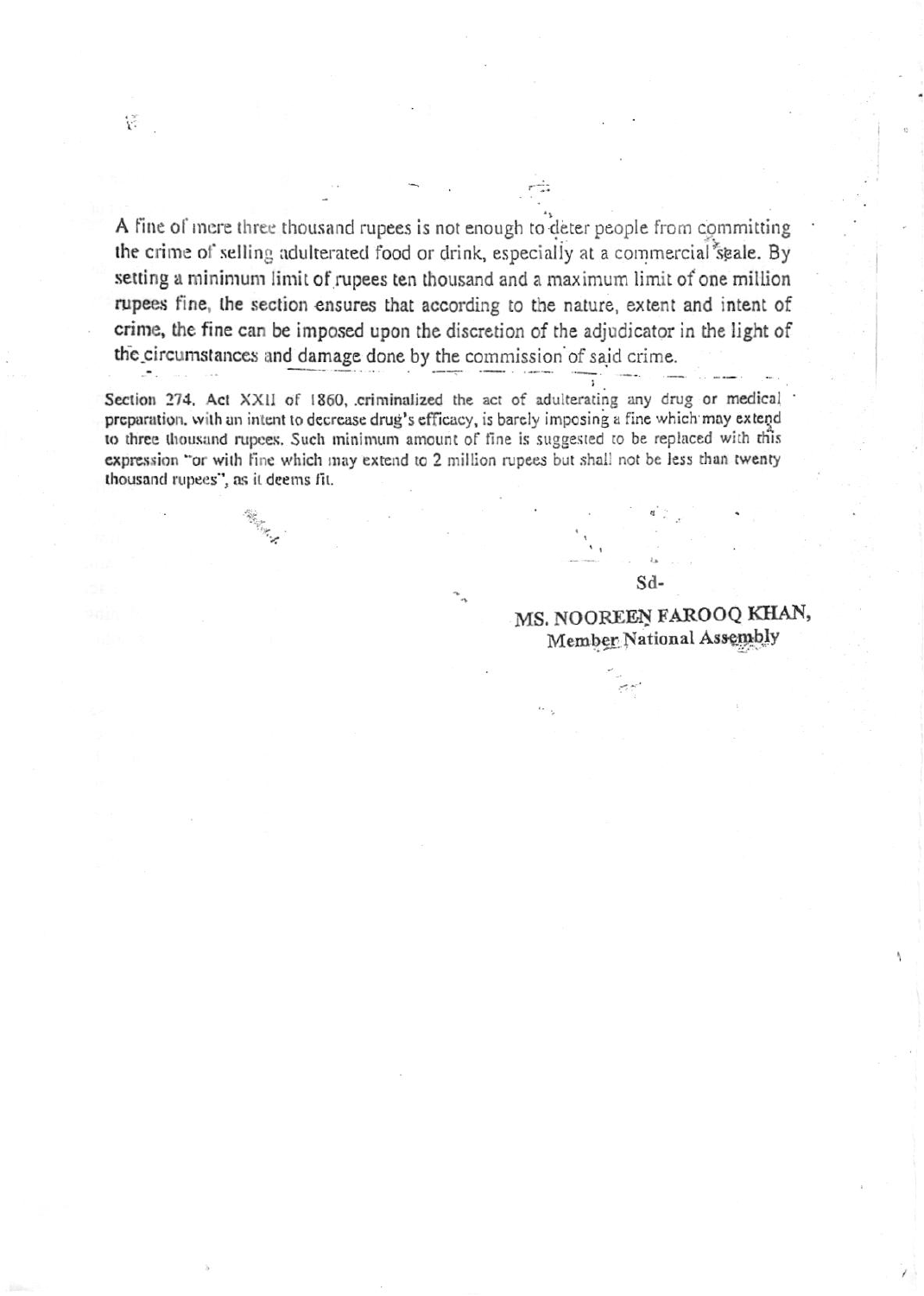A fine of mere three thousand rupees is not enough to deter people from committing the crime of selling adulterated food or drink, especially at a commercial scale. By setting a minimum limit of rupees ten thousand and a maximum limit of one million rupees fine, the section ensures that according to the nature, extent and intent of crime, the fine can be imposed upon the discretion of the adjudicator in the light of the circumstances and damage done by the commission of said crime.

Section 274, Act XXII of 1860, criminalized the act of adulterating any drug or medical preparation, with an intent to decrease drug's efficacy, is barely imposing a fine which may extend to three thousand rupees. Such minimum amount of fine is suggested to be replaced with this expression "or with fine which may extend to 2 million rupees but shall not be less than twenty thousand rupees", as it deems fit.

Sd-

**MS. NOOREEN FAROOQ KHAN,**
**Member National Assembly**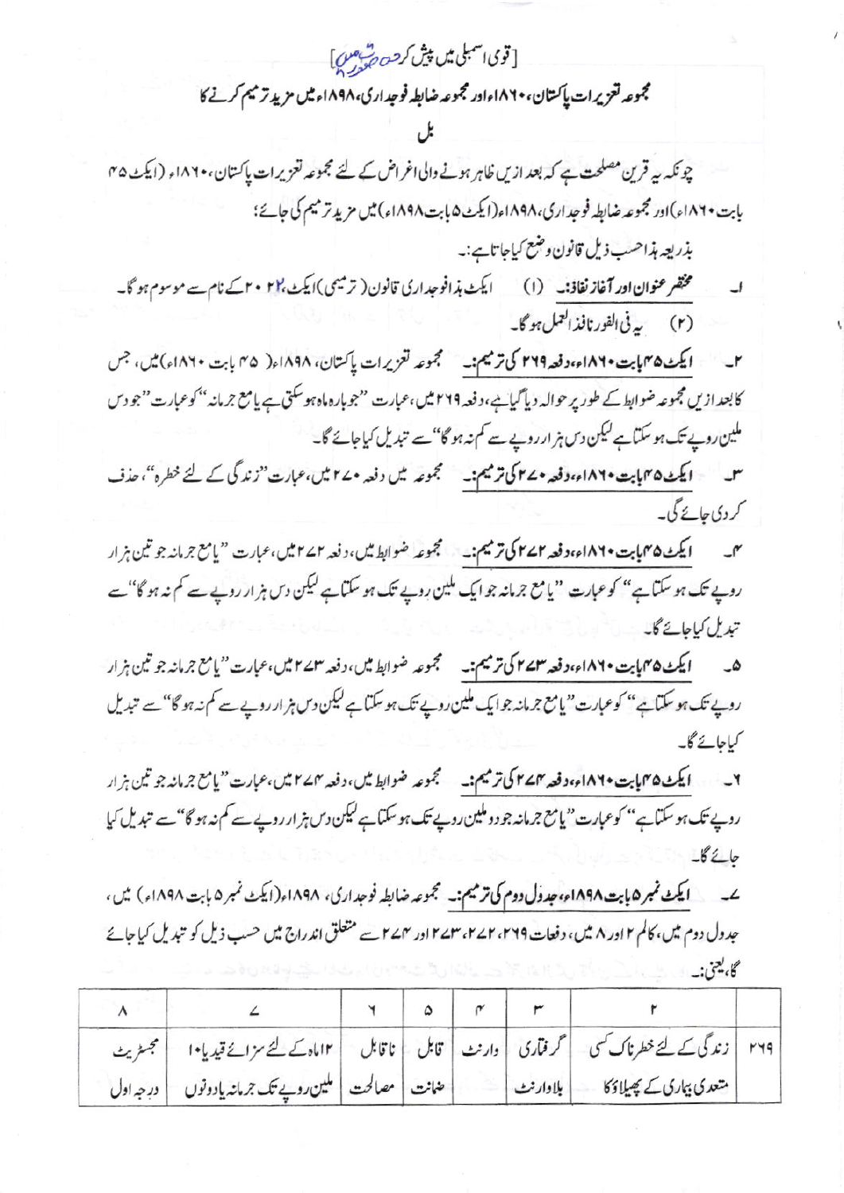[قومی اسمبلی میں پیش کردہ صورت میں]

## مجموعہ تعزیرات پاکستان، ۱۸۶۰ء اور مجموعہ ضابطہ فوجداری، ۱۸۹۸ء میں مزید ترمیم کرنے کا

## بل

چونکہ یہ قرین مصلحت ہے کہ بعد ازیں ظاہر ہونے والی اغراض کے لئے مجموعہ تعزیرات پاکستان، ۱۸۶۰ء (ایکٹ ۴۵ بابت ۱۸۶۰ء) اور مجموعہ ضابطہ فوجداری، ۱۸۹۸ء (ایکٹ ۵ بابت ۱۸۹۸ء) میں مزید ترمیم کی جائے؛

بذریعہ ہذا حسب ذیل قانون وضع کیا جاتا ہے:۔

۱۔ **مختصر عنوان اور آغاز نفاذ:۔** (۱) ایکٹ ہذا فوجداری قانون (ترمیمی) ایکٹ، ۲۰۲۲ کے نام سے موسوم ہوگا۔

(۲) یہ فی الفور نافذ العمل ہوگا۔

۲۔ **ایکٹ ۴۵ بابت ۱۸۶۰ء، دفعہ ۲۶۹ کی ترمیم:۔** مجموعہ تعزیرات پاکستان، ۱۸۹۸ء (۴۵ بابت ۱۸۶۰ء) میں، جس کا بعد ازیں مجموعہ ضوابط کے طور پر حوالہ دیا گیا ہے، دفعہ ۲۶۹ میں، عبارت "جو بارہ ماہ ہو سکتی ہے یا مع جرمانہ" کو عبارت "جو دس ملین روپے تک ہو سکتا ہے لیکن دس ہزار روپے سے کم نہ ہوگا" سے تبدیل کیا جائے گا۔

۳۔ **ایکٹ ۴۵ بابت ۱۸۶۰ء، دفعہ ۲۷۰ کی ترمیم:۔** مجموعہ میں دفعہ ۲۷۰ میں، عبارت "زندگی کے لئے خطرہ"، حذف کر دی جائے گی۔

۴۔ **ایکٹ ۴۵ بابت ۱۸۶۰ء، دفعہ ۲۷۲ کی ترمیم:۔** مجموعہ ضوابط میں، دفعہ ۲۷۲ میں، عبارت "یا مع جرمانہ جو تین ہزار روپے تک ہو سکتا ہے" کو عبارت "یا مع جرمانہ جو ایک ملین روپے تک ہو سکتا ہے لیکن دس ہزار روپے سے کم نہ ہوگا" سے تبدیل کیا جائے گا۔

۵۔ **ایکٹ ۴۵ بابت ۱۸۶۰ء، دفعہ ۲۷۳ کی ترمیم:۔** مجموعہ ضوابط میں، دفعہ ۲۷۳ میں، عبارت "یا مع جرمانہ جو تین ہزار روپے تک ہو سکتا ہے" کو عبارت "یا مع جرمانہ جو ایک ملین روپے تک ہو سکتا ہے لیکن دس ہزار روپے سے کم نہ ہوگا" سے تبدیل کیا جائے گا۔

۶۔ **ایکٹ ۴۵ بابت ۱۸۶۰ء، دفعہ ۲۷۴ کی ترمیم:۔** مجموعہ ضوابط میں، دفعہ ۲۷۴ میں، عبارت "یا مع جرمانہ جو تین ہزار روپے تک ہو سکتا ہے" کو عبارت "یا مع جرمانہ جو دو ملین روپے تک ہو سکتا ہے لیکن دس ہزار روپے سے کم نہ ہوگا" سے تبدیل کیا جائے گا۔

۷۔ **ایکٹ نمبر ۵ بابت ۱۸۹۸ء، جدول دوم کی ترمیم:۔** مجموعہ ضابطہ فوجداری، ۱۸۹۸ء (ایکٹ نمبر ۵ بابت ۱۸۹۸ء) میں، جدول دوم میں، کالم ۲ اور ۸ میں، دفعات ۲۶۹، ۲۷۲، ۲۷۳ اور ۲۷۴ سے متعلق اندراج میں حسب ذیل کو تبدیل کیا جائے گا، یعنی:۔

| | ۲ | ۳ | ۴ | ۵ | ۶ | ۷ | ۸ |
|---|---|---|---|---|---|---|---|
| ۲۶۹ | زندگی کے لئے خطرناک کسی متعدی بیماری کے پھیلاؤ کا | گرفتاری بلاوارنٹ | وارنٹ | قابل ضمانت | ناقابل مصالحت | ۱۲ ماہ کے لئے سزائے قید یا ۱۰ ملین روپے تک جرمانہ یا دونوں | مجسٹریٹ درجہ اول |